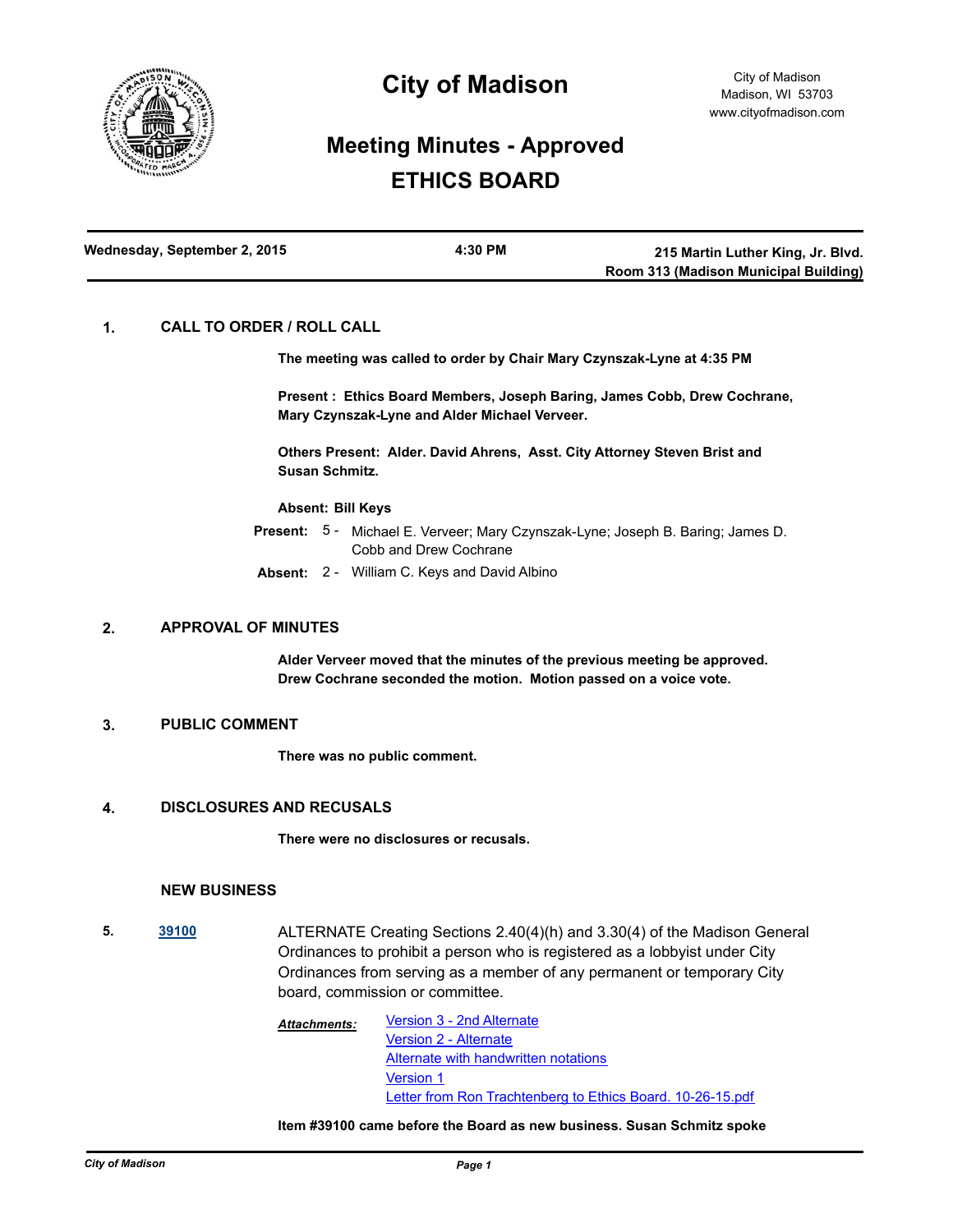# City of Madison

City of Madison
Madison, WI 53703
www.cityofmadison.com

## Meeting Minutes - Approved
## ETHICS BOARD

| Wednesday, September 2, 2015 | 4:30 PM | 215 Martin Luther King, Jr. Blvd. Room 313 (Madison Municipal Building) |
|---|---|---|

### 1. CALL TO ORDER / ROLL CALL

**The meeting was called to order by Chair Mary Czynszak-Lyne at 4:35 PM**

**Present : Ethics Board Members, Joseph Baring, James Cobb, Drew Cochrane, Mary Czynszak-Lyne and Alder Michael Verveer.**

**Others Present: Alder. David Ahrens, Asst. City Attorney Steven Brist and Susan Schmitz.**

**Absent: Bill Keys**

**Present:** 5 - Michael E. Verveer; Mary Czynszak-Lyne; Joseph B. Baring; James D. Cobb and Drew Cochrane

**Absent:** 2 - William C. Keys and David Albino

### 2. APPROVAL OF MINUTES

**Alder Verveer moved that the minutes of the previous meeting be approved. Drew Cochrane seconded the motion. Motion passed on a voice vote.**

### 3. PUBLIC COMMENT

**There was no public comment.**

### 4. DISCLOSURES AND RECUSALS

**There were no disclosures or recusals.**

### NEW BUSINESS

**5.** 39100

ALTERNATE Creating Sections 2.40(4)(h) and 3.30(4) of the Madison General Ordinances to prohibit a person who is registered as a lobbyist under City Ordinances from serving as a member of any permanent or temporary City board, commission or committee.

***Attachments:*** Version 3 - 2nd Alternate
Version 2 - Alternate
Alternate with handwritten notations
Version 1
Letter from Ron Trachtenberg to Ethics Board. 10-26-15.pdf

**Item #39100 came before the Board as new business. Susan Schmitz spoke**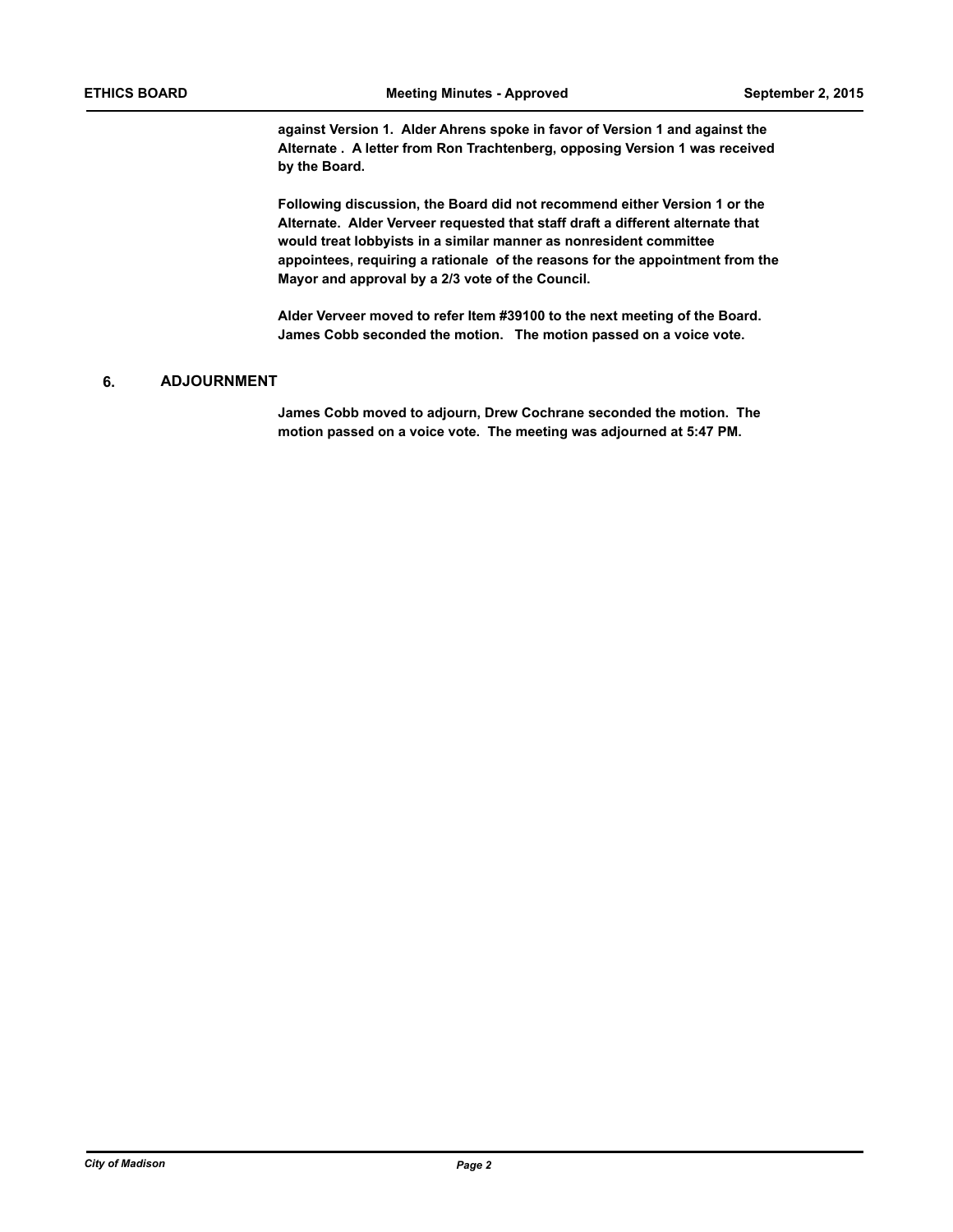**against Version 1. Alder Ahrens spoke in favor of Version 1 and against the Alternate . A letter from Ron Trachtenberg, opposing Version 1 was received by the Board.**

**Following discussion, the Board did not recommend either Version 1 or the Alternate. Alder Verveer requested that staff draft a different alternate that would treat lobbyists in a similar manner as nonresident committee appointees, requiring a rationale of the reasons for the appointment from the Mayor and approval by a 2/3 vote of the Council.**

**Alder Verveer moved to refer Item #39100 to the next meeting of the Board. James Cobb seconded the motion. The motion passed on a voice vote.**

## 6. ADJOURNMENT

**James Cobb moved to adjourn, Drew Cochrane seconded the motion. The motion passed on a voice vote. The meeting was adjourned at 5:47 PM.**